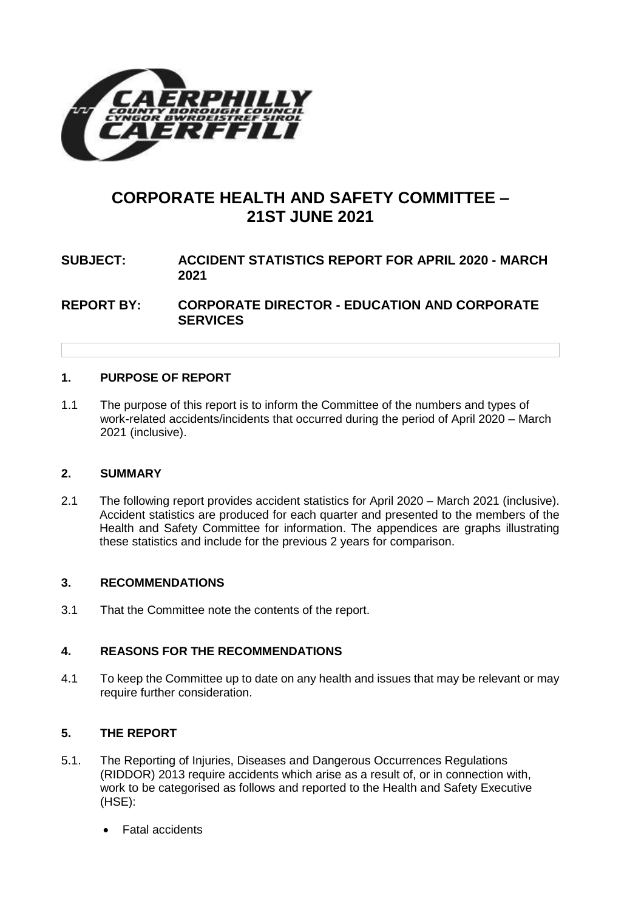# CORPORATE HEALTH AND SAFETY COMMITTEE – 21ST JUNE 2021

**SUBJECT: ACCIDENT STATISTICS REPORT FOR APRIL 2020 - MARCH 2021**

**REPORT BY: CORPORATE DIRECTOR - EDUCATION AND CORPORATE SERVICES**

## 1. PURPOSE OF REPORT

1.1 The purpose of this report is to inform the Committee of the numbers and types of work-related accidents/incidents that occurred during the period of April 2020 – March 2021 (inclusive).

## 2. SUMMARY

2.1 The following report provides accident statistics for April 2020 – March 2021 (inclusive). Accident statistics are produced for each quarter and presented to the members of the Health and Safety Committee for information. The appendices are graphs illustrating these statistics and include for the previous 2 years for comparison.

## 3. RECOMMENDATIONS

3.1 That the Committee note the contents of the report.

## 4. REASONS FOR THE RECOMMENDATIONS

4.1 To keep the Committee up to date on any health and issues that may be relevant or may require further consideration.

## 5. THE REPORT

5.1. The Reporting of Injuries, Diseases and Dangerous Occurrences Regulations (RIDDOR) 2013 require accidents which arise as a result of, or in connection with, work to be categorised as follows and reported to the Health and Safety Executive (HSE):

- Fatal accidents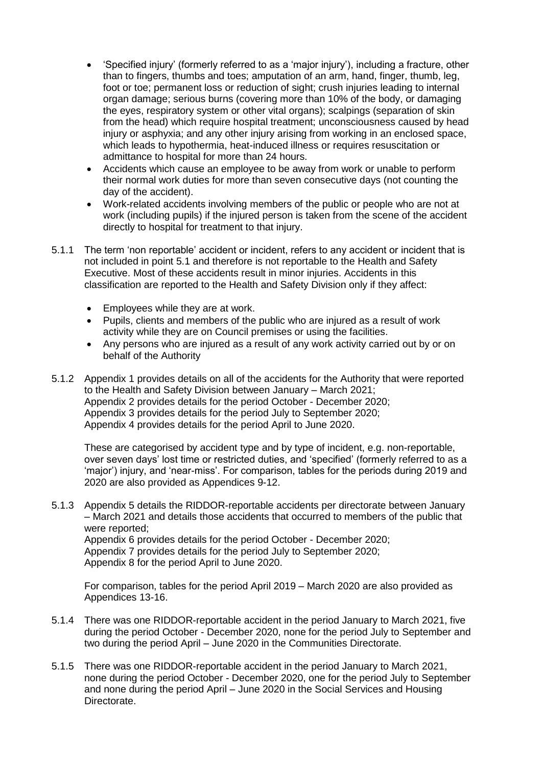- 'Specified injury' (formerly referred to as a 'major injury'), including a fracture, other than to fingers, thumbs and toes; amputation of an arm, hand, finger, thumb, leg, foot or toe; permanent loss or reduction of sight; crush injuries leading to internal organ damage; serious burns (covering more than 10% of the body, or damaging the eyes, respiratory system or other vital organs); scalpings (separation of skin from the head) which require hospital treatment; unconsciousness caused by head injury or asphyxia; and any other injury arising from working in an enclosed space, which leads to hypothermia, heat-induced illness or requires resuscitation or admittance to hospital for more than 24 hours.
- Accidents which cause an employee to be away from work or unable to perform their normal work duties for more than seven consecutive days (not counting the day of the accident).
- Work-related accidents involving members of the public or people who are not at work (including pupils) if the injured person is taken from the scene of the accident directly to hospital for treatment to that injury.

5.1.1 The term 'non reportable' accident or incident, refers to any accident or incident that is not included in point 5.1 and therefore is not reportable to the Health and Safety Executive. Most of these accidents result in minor injuries. Accidents in this classification are reported to the Health and Safety Division only if they affect:

- Employees while they are at work.
- Pupils, clients and members of the public who are injured as a result of work activity while they are on Council premises or using the facilities.
- Any persons who are injured as a result of any work activity carried out by or on behalf of the Authority

5.1.2 Appendix 1 provides details on all of the accidents for the Authority that were reported to the Health and Safety Division between January – March 2021;
Appendix 2 provides details for the period October - December 2020;
Appendix 3 provides details for the period July to September 2020;
Appendix 4 provides details for the period April to June 2020.

These are categorised by accident type and by type of incident, e.g. non-reportable, over seven days' lost time or restricted duties, and 'specified' (formerly referred to as a 'major') injury, and 'near-miss'. For comparison, tables for the periods during 2019 and 2020 are also provided as Appendices 9-12.

5.1.3 Appendix 5 details the RIDDOR-reportable accidents per directorate between January – March 2021 and details those accidents that occurred to members of the public that were reported;
Appendix 6 provides details for the period October - December 2020;
Appendix 7 provides details for the period July to September 2020;
Appendix 8 for the period April to June 2020.

For comparison, tables for the period April 2019 – March 2020 are also provided as Appendices 13-16.

5.1.4 There was one RIDDOR-reportable accident in the period January to March 2021, five during the period October - December 2020, none for the period July to September and two during the period April – June 2020 in the Communities Directorate.

5.1.5 There was one RIDDOR-reportable accident in the period January to March 2021, none during the period October - December 2020, one for the period July to September and none during the period April – June 2020 in the Social Services and Housing Directorate.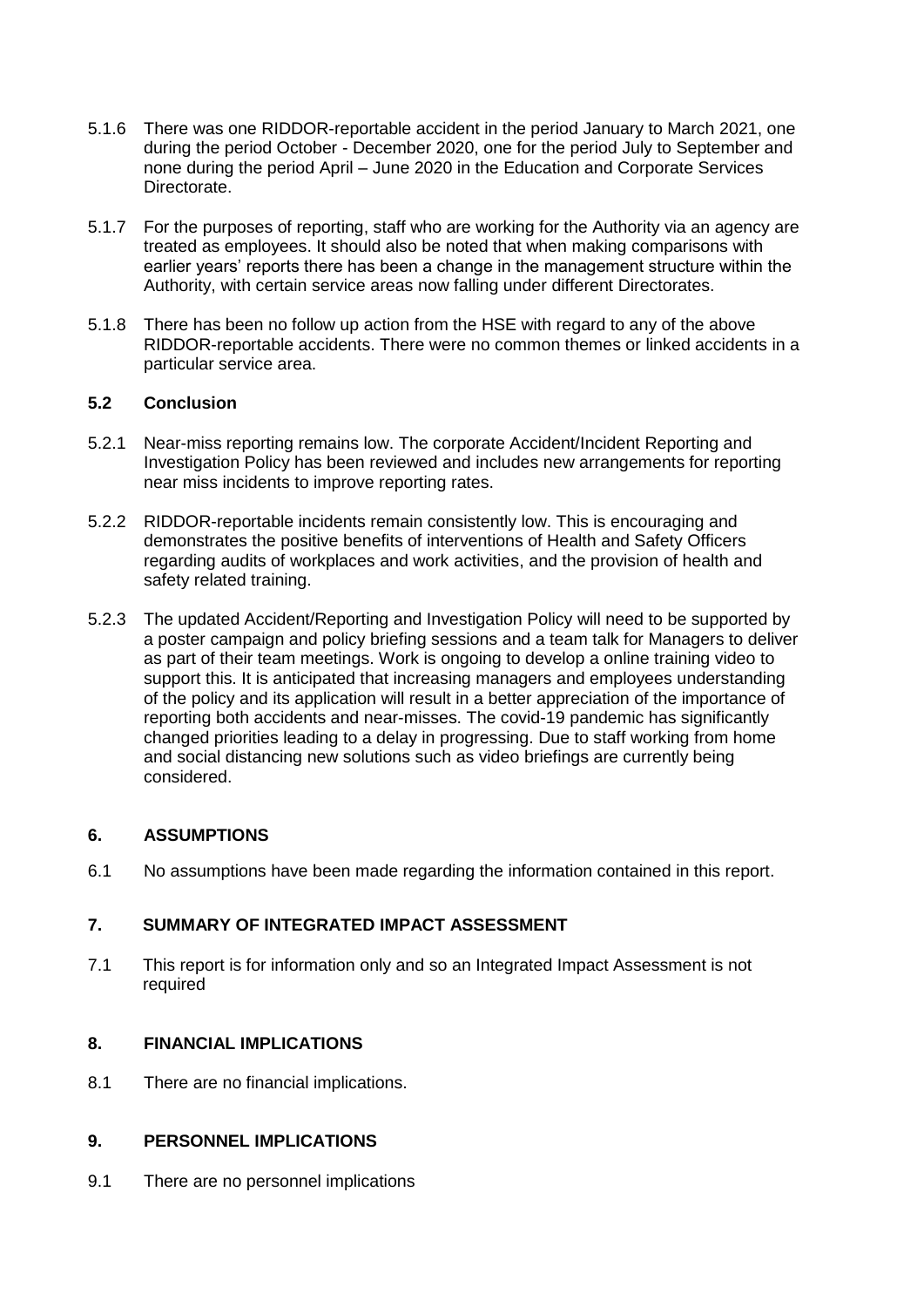5.1.6 There was one RIDDOR-reportable accident in the period January to March 2021, one during the period October - December 2020, one for the period July to September and none during the period April – June 2020 in the Education and Corporate Services Directorate.

5.1.7 For the purposes of reporting, staff who are working for the Authority via an agency are treated as employees. It should also be noted that when making comparisons with earlier years' reports there has been a change in the management structure within the Authority, with certain service areas now falling under different Directorates.

5.1.8 There has been no follow up action from the HSE with regard to any of the above RIDDOR-reportable accidents. There were no common themes or linked accidents in a particular service area.

### 5.2 Conclusion

5.2.1 Near-miss reporting remains low. The corporate Accident/Incident Reporting and Investigation Policy has been reviewed and includes new arrangements for reporting near miss incidents to improve reporting rates.

5.2.2 RIDDOR-reportable incidents remain consistently low. This is encouraging and demonstrates the positive benefits of interventions of Health and Safety Officers regarding audits of workplaces and work activities, and the provision of health and safety related training.

5.2.3 The updated Accident/Reporting and Investigation Policy will need to be supported by a poster campaign and policy briefing sessions and a team talk for Managers to deliver as part of their team meetings. Work is ongoing to develop a online training video to support this. It is anticipated that increasing managers and employees understanding of the policy and its application will result in a better appreciation of the importance of reporting both accidents and near-misses. The covid-19 pandemic has significantly changed priorities leading to a delay in progressing. Due to staff working from home and social distancing new solutions such as video briefings are currently being considered.

## 6. ASSUMPTIONS

6.1 No assumptions have been made regarding the information contained in this report.

## 7. SUMMARY OF INTEGRATED IMPACT ASSESSMENT

7.1 This report is for information only and so an Integrated Impact Assessment is not required

## 8. FINANCIAL IMPLICATIONS

8.1 There are no financial implications.

## 9. PERSONNEL IMPLICATIONS

9.1 There are no personnel implications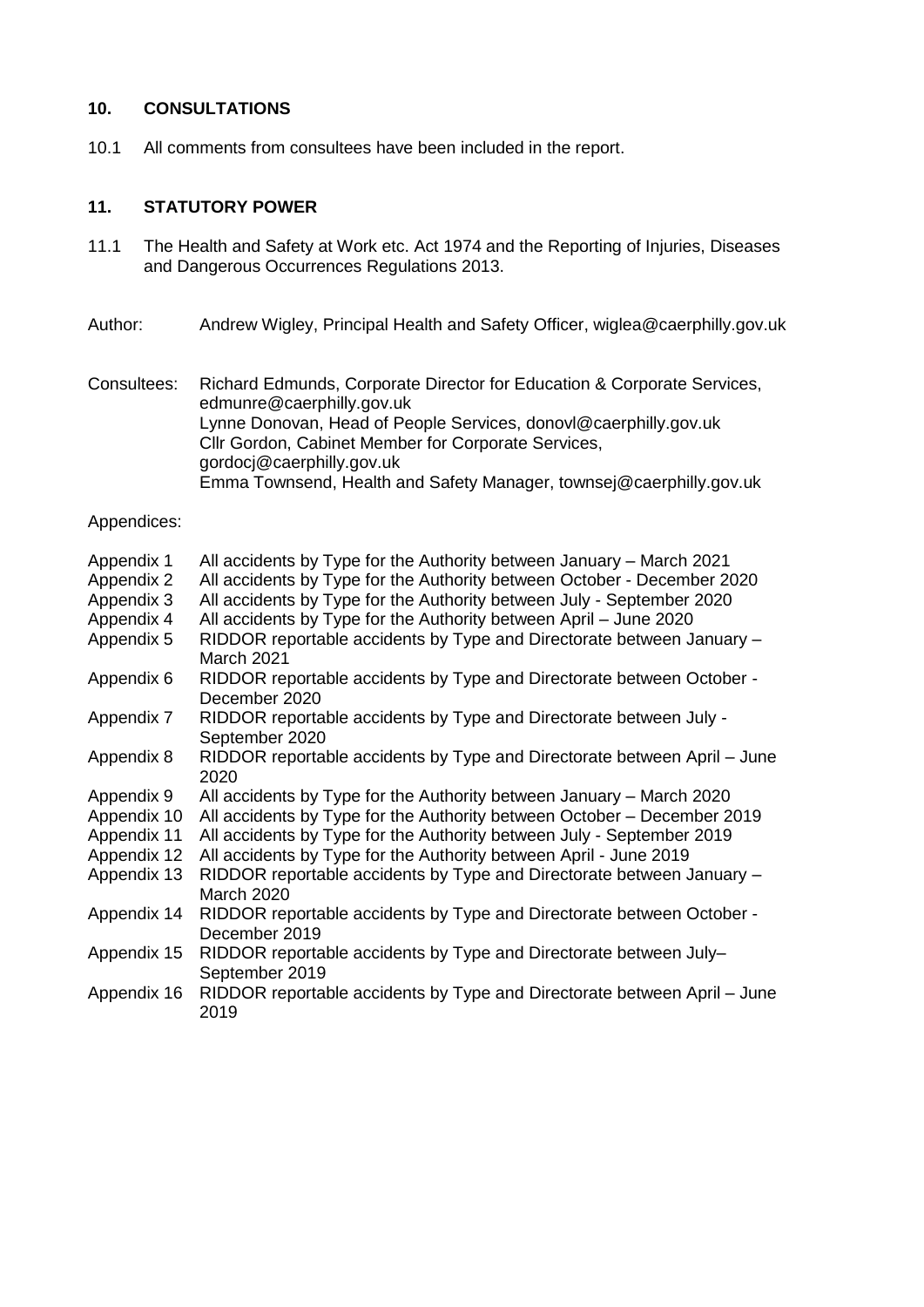## 10. CONSULTATIONS

10.1 All comments from consultees have been included in the report.

## 11. STATUTORY POWER

11.1 The Health and Safety at Work etc. Act 1974 and the Reporting of Injuries, Diseases and Dangerous Occurrences Regulations 2013.

Author: Andrew Wigley, Principal Health and Safety Officer, wiglea@caerphilly.gov.uk

Consultees: Richard Edmunds, Corporate Director for Education & Corporate Services, edmunre@caerphilly.gov.uk
Lynne Donovan, Head of People Services, donovl@caerphilly.gov.uk
Cllr Gordon, Cabinet Member for Corporate Services, gordocj@caerphilly.gov.uk
Emma Townsend, Health and Safety Manager, townsej@caerphilly.gov.uk

Appendices:

| | |
|---|---|
| Appendix 1 | All accidents by Type for the Authority between January – March 2021 |
| Appendix 2 | All accidents by Type for the Authority between October - December 2020 |
| Appendix 3 | All accidents by Type for the Authority between July - September 2020 |
| Appendix 4 | All accidents by Type for the Authority between April – June 2020 |
| Appendix 5 | RIDDOR reportable accidents by Type and Directorate between January – March 2021 |
| Appendix 6 | RIDDOR reportable accidents by Type and Directorate between October - December 2020 |
| Appendix 7 | RIDDOR reportable accidents by Type and Directorate between July - September 2020 |
| Appendix 8 | RIDDOR reportable accidents by Type and Directorate between April – June 2020 |
| Appendix 9 | All accidents by Type for the Authority between January – March 2020 |
| Appendix 10 | All accidents by Type for the Authority between October – December 2019 |
| Appendix 11 | All accidents by Type for the Authority between July - September 2019 |
| Appendix 12 | All accidents by Type for the Authority between April - June 2019 |
| Appendix 13 | RIDDOR reportable accidents by Type and Directorate between January – March 2020 |
| Appendix 14 | RIDDOR reportable accidents by Type and Directorate between October - December 2019 |
| Appendix 15 | RIDDOR reportable accidents by Type and Directorate between July– September 2019 |
| Appendix 16 | RIDDOR reportable accidents by Type and Directorate between April – June 2019 |